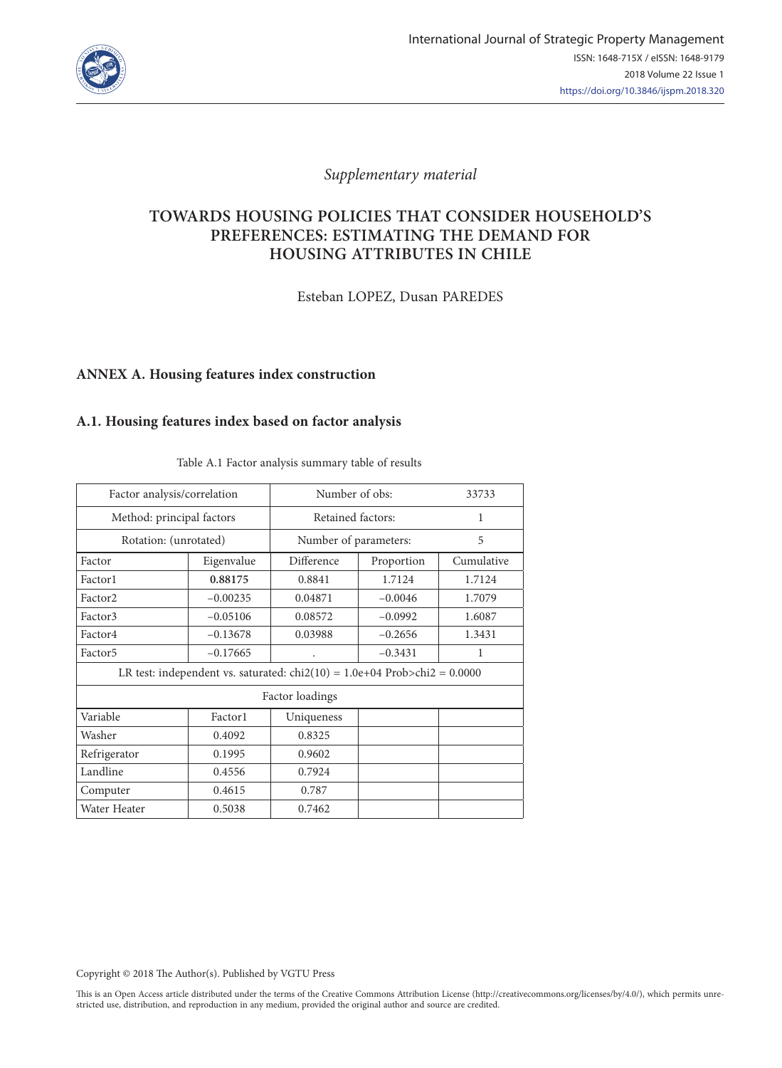*Supplementary material*

# TOWARDS HOUSING POLICIES THAT CONSIDER HOUSEHOLD'S PREFERENCES: ESTIMATING THE DEMAND FOR HOUSING ATTRIBUTES IN CHILE

Esteban LOPEZ, Dusan PAREDES

## ANNEX A. Housing features index construction

### A.1. Housing features index based on factor analysis

Table A.1 Factor analysis summary table of results

| Factor analysis/correlation | | Number of obs: | | 33733 |
|---|---|---|---|---|
| Method: principal factors | | Retained factors: | | 1 |
| Rotation: (unrotated) | | Number of parameters: | | 5 |
| Factor | Eigenvalue | Difference | Proportion | Cumulative |
| Factor1 | **0.88175** | 0.8841 | 1.7124 | 1.7124 |
| Factor2 | −0.00235 | 0.04871 | −0.0046 | 1.7079 |
| Factor3 | −0.05106 | 0.08572 | −0.0992 | 1.6087 |
| Factor4 | −0.13678 | 0.03988 | −0.2656 | 1.3431 |
| Factor5 | −0.17665 | . | −0.3431 | 1 |
| LR test: independent vs. saturated: chi2(10) = 1.0e+04 Prob>chi2 = 0.0000 | | | | |
| Factor loadings | | | | |
| Variable | Factor1 | Uniqueness | | |
| Washer | 0.4092 | 0.8325 | | |
| Refrigerator | 0.1995 | 0.9602 | | |
| Landline | 0.4556 | 0.7924 | | |
| Computer | 0.4615 | 0.787 | | |
| Water Heater | 0.5038 | 0.7462 | | |

Copyright © 2018 The Author(s). Published by VGTU Press

This is an Open Access article distributed under the terms of the Creative Commons Attribution License (http://creativecommons.org/licenses/by/4.0/), which permits unrestricted use, distribution, and reproduction in any medium, provided the original author and source are credited.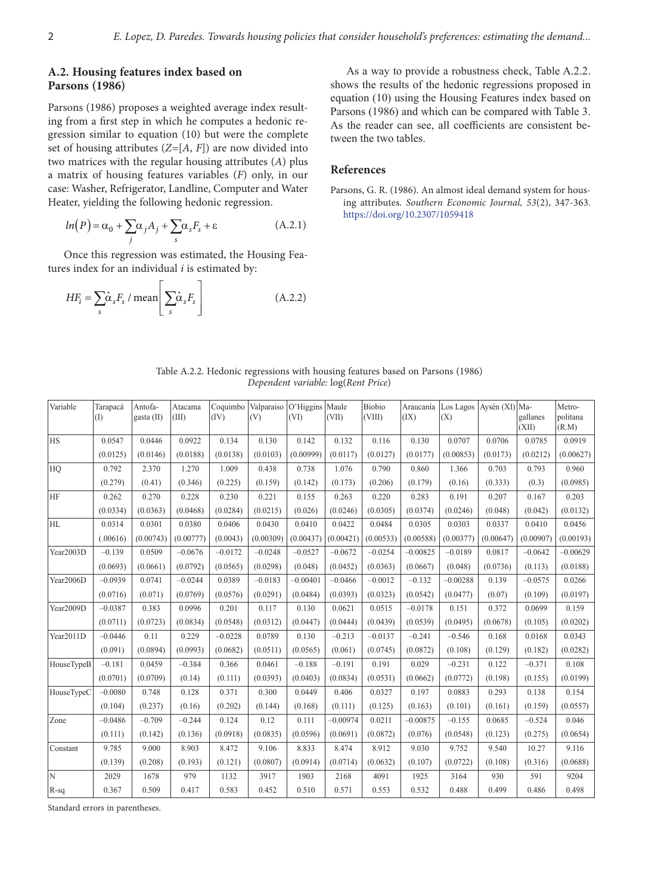## A.2. Housing features index based on Parsons (1986)

Parsons (1986) proposes a weighted average index resulting from a first step in which he computes a hedonic regression similar to equation (10) but were the complete set of housing attributes ($Z=[A, F]$) are now divided into two matrices with the regular housing attributes ($A$) plus a matrix of housing features variables ($F$) only, in our case: Washer, Refrigerator, Landline, Computer and Water Heater, yielding the following hedonic regression.

$$ln(P) = \alpha_0 + \sum_j \alpha_j A_j + \sum_s \alpha_s F_s + \varepsilon \tag{A.2.1}$$

Once this regression was estimated, the Housing Features index for an individual $i$ is estimated by:

$$HF_i = \sum_s \hat{\alpha}_s F_s \,/\, \text{mean}\left[\sum_s \hat{\alpha}_s F_s\right] \tag{A.2.2}$$

As a way to provide a robustness check, Table A.2.2. shows the results of the hedonic regressions proposed in equation (10) using the Housing Features index based on Parsons (1986) and which can be compared with Table 3. As the reader can see, all coefficients are consistent between the two tables.

## References

Parsons, G. R. (1986). An almost ideal demand system for housing attributes. *Southern Economic Journal, 53*(2), 347-363. https://doi.org/10.2307/1059418

Table A.2.2. Hedonic regressions with housing features based on Parsons (1986)
*Dependent variable:* log(*Rent Price*)

| Variable | Tarapacá (I) | Antofagasta (II) | Atacama (III) | Coquimbo (IV) | Valparaiso (V) | O'Higgins (VI) | Maule (VII) | Biobio (VIII) | Araucanía (IX) | Los Lagos (X) | Aysén (XI) | Magallanes (XII) | Metropolitana (R.M) |
|---|---|---|---|---|---|---|---|---|---|---|---|---|---|
| HS | 0.0547 | 0.0446 | 0.0922 | 0.134 | 0.130 | 0.142 | 0.132 | 0.116 | 0.130 | 0.0707 | 0.0706 | 0.0785 | 0.0919 |
| | (0.0125) | (0.0146) | (0.0188) | (0.0138) | (0.0103) | (0.00999) | (0.0117) | (0.0127) | (0.0177) | (0.00853) | (0.0173) | (0.0212) | (0.00627) |
| HQ | 0.792 | 2.370 | 1.270 | 1.009 | 0.438 | 0.738 | 1.076 | 0.790 | 0.860 | 1.366 | 0.703 | 0.793 | 0.960 |
| | (0.279) | (0.41) | (0.346) | (0.225) | (0.159) | (0.142) | (0.173) | (0.206) | (0.179) | (0.16) | (0.333) | (0.3) | (0.0985) |
| HF | 0.262 | 0.270 | 0.228 | 0.230 | 0.221 | 0.155 | 0.263 | 0.220 | 0.283 | 0.191 | 0.207 | 0.167 | 0.203 |
| | (0.0334) | (0.0363) | (0.0468) | (0.0284) | (0.0215) | (0.026) | (0.0246) | (0.0305) | (0.0374) | (0.0246) | (0.048) | (0.042) | (0.0132) |
| HL | 0.0314 | 0.0301 | 0.0380 | 0.0406 | 0.0430 | 0.0410 | 0.0422 | 0.0484 | 0.0305 | 0.0303 | 0.0337 | 0.0410 | 0.0456 |
| | (.00616) | (0.00743) | (0.00777) | (0.0043) | (0.00309) | (0.00437) | (0.00421) | (0.00533) | (0.00588) | (0.00377) | (0.00647) | (0.00907) | (0.00193) |
| Year2003D | −0.139 | 0.0509 | −0.0676 | −0.0172 | −0.0248 | −0.0527 | −0.0672 | −0.0254 | −0.00825 | −0.0189 | 0.0817 | −0.0642 | −0.00629 |
| | (0.0693) | (0.0661) | (0.0792) | (0.0565) | (0.0298) | (0.048) | (0.0452) | (0.0363) | (0.0667) | (0.048) | (0.0736) | (0.113) | (0.0188) |
| Year2006D | −0.0939 | 0.0741 | −0.0244 | 0.0389 | −0.0183 | −0.00401 | −0.0466 | −0.0012 | −0.132 | −0.00288 | 0.139 | −0.0575 | 0.0266 |
| | (0.0716) | (0.071) | (0.0769) | (0.0576) | (0.0291) | (0.0484) | (0.0393) | (0.0323) | (0.0542) | (0.0477) | (0.07) | (0.109) | (0.0197) |
| Year2009D | −0.0387 | 0.383 | 0.0996 | 0.201 | 0.117 | 0.130 | 0.0621 | 0.0515 | −0.0178 | 0.151 | 0.372 | 0.0699 | 0.159 |
| | (0.0711) | (0.0723) | (0.0834) | (0.0548) | (0.0312) | (0.0447) | (0.0444) | (0.0439) | (0.0539) | (0.0495) | (0.0678) | (0.105) | (0.0202) |
| Year2011D | −0.0446 | 0.11 | 0.229 | −0.0228 | 0.0789 | 0.130 | −0.213 | −0.0137 | −0.241 | −0.546 | 0.168 | 0.0168 | 0.0343 |
| | (0.091) | (0.0894) | (0.0993) | (0.0682) | (0.0511) | (0.0565) | (0.061) | (0.0745) | (0.0872) | (0.108) | (0.129) | (0.182) | (0.0282) |
| HouseTypeB | −0.181 | 0.0459 | −0.384 | 0.366 | 0.0461 | −0.188 | −0.191 | 0.191 | 0.029 | −0.231 | 0.122 | −0.371 | 0.108 |
| | (0.0701) | (0.0709) | (0.14) | (0.111) | (0.0393) | (0.0403) | (0.0834) | (0.0531) | (0.0662) | (0.0772) | (0.198) | (0.155) | (0.0199) |
| HouseTypeC | −0.0080 | 0.748 | 0.128 | 0.371 | 0.300 | 0.0449 | 0.406 | 0.0327 | 0.197 | 0.0883 | 0.293 | 0.138 | 0.154 |
| | (0.104) | (0.237) | (0.16) | (0.202) | (0.144) | (0.168) | (0.111) | (0.125) | (0.163) | (0.101) | (0.161) | (0.159) | (0.0557) |
| Zone | −0.0486 | −0.709 | −0.244 | 0.124 | 0.12 | 0.111 | −0.00974 | 0.0211 | −0.00875 | −0.155 | 0.0685 | −0.524 | 0.046 |
| | (0.111) | (0.142) | (0.136) | (0.0918) | (0.0835) | (0.0596) | (0.0691) | (0.0872) | (0.076) | (0.0548) | (0.123) | (0.275) | (0.0654) |
| Constant | 9.785 | 9.000 | 8.903 | 8.472 | 9.106 | 8.833 | 8.474 | 8.912 | 9.030 | 9.752 | 9.540 | 10.27 | 9.116 |
| | (0.139) | (0.208) | (0.193) | (0.121) | (0.0807) | (0.0914) | (0.0714) | (0.0632) | (0.107) | (0.0722) | (0.108) | (0.316) | (0.0688) |
| N | 2029 | 1678 | 979 | 1132 | 3917 | 1903 | 2168 | 4091 | 1925 | 3164 | 930 | 591 | 9204 |
| R-sq | 0.367 | 0.509 | 0.417 | 0.583 | 0.452 | 0.510 | 0.571 | 0.553 | 0.532 | 0.488 | 0.499 | 0.486 | 0.498 |

Standard errors in parentheses.